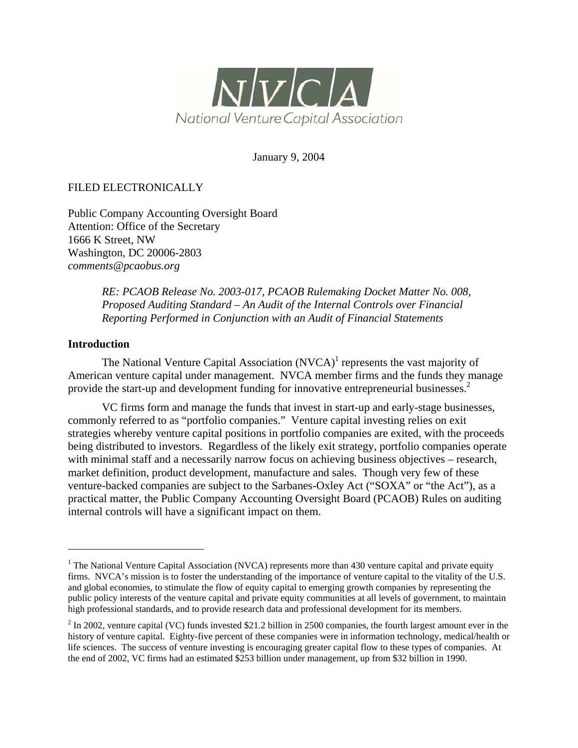NVCA

National Venture Capital Association

January 9, 2004

FILED ELECTRONICALLY

Public Company Accounting Oversight Board
Attention: Office of the Secretary
1666 K Street, NW
Washington, DC 20006-2803
*comments@pcaobus.org*

> *RE: PCAOB Release No. 2003-017, PCAOB Rulemaking Docket Matter No. 008, Proposed Auditing Standard – An Audit of the Internal Controls over Financial Reporting Performed in Conjunction with an Audit of Financial Statements*

## Introduction

The National Venture Capital Association (NVCA)[1] represents the vast majority of American venture capital under management. NVCA member firms and the funds they manage provide the start-up and development funding for innovative entrepreneurial businesses.[2]

VC firms form and manage the funds that invest in start-up and early-stage businesses, commonly referred to as "portfolio companies." Venture capital investing relies on exit strategies whereby venture capital positions in portfolio companies are exited, with the proceeds being distributed to investors. Regardless of the likely exit strategy, portfolio companies operate with minimal staff and a necessarily narrow focus on achieving business objectives – research, market definition, product development, manufacture and sales. Though very few of these venture-backed companies are subject to the Sarbanes-Oxley Act ("SOXA" or "the Act"), as a practical matter, the Public Company Accounting Oversight Board (PCAOB) Rules on auditing internal controls will have a significant impact on them.

---

[1] The National Venture Capital Association (NVCA) represents more than 430 venture capital and private equity firms. NVCA's mission is to foster the understanding of the importance of venture capital to the vitality of the U.S. and global economies, to stimulate the flow of equity capital to emerging growth companies by representing the public policy interests of the venture capital and private equity communities at all levels of government, to maintain high professional standards, and to provide research data and professional development for its members.

[2] In 2002, venture capital (VC) funds invested $21.2 billion in 2500 companies, the fourth largest amount ever in the history of venture capital. Eighty-five percent of these companies were in information technology, medical/health or life sciences. The success of venture investing is encouraging greater capital flow to these types of companies. At the end of 2002, VC firms had an estimated $253 billion under management, up from $32 billion in 1990.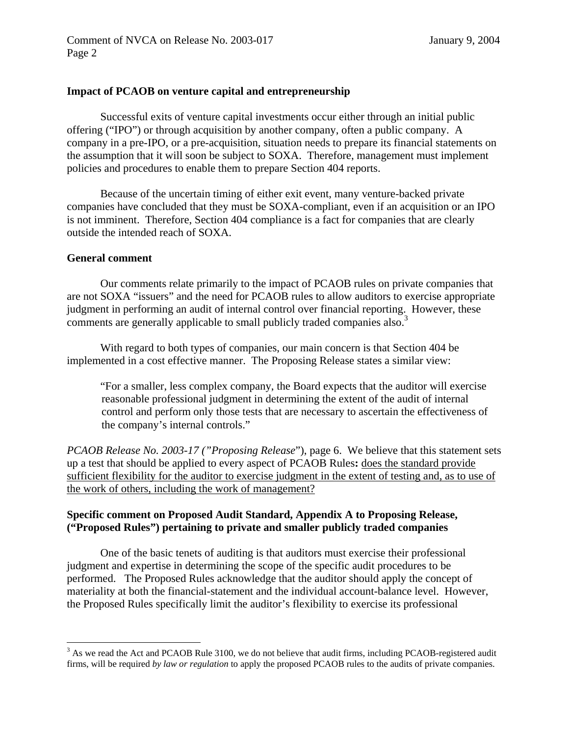**Impact of PCAOB on venture capital and entrepreneurship**

Successful exits of venture capital investments occur either through an initial public offering ("IPO") or through acquisition by another company, often a public company. A company in a pre-IPO, or a pre-acquisition, situation needs to prepare its financial statements on the assumption that it will soon be subject to SOXA. Therefore, management must implement policies and procedures to enable them to prepare Section 404 reports.

Because of the uncertain timing of either exit event, many venture-backed private companies have concluded that they must be SOXA-compliant, even if an acquisition or an IPO is not imminent. Therefore, Section 404 compliance is a fact for companies that are clearly outside the intended reach of SOXA.

**General comment**

Our comments relate primarily to the impact of PCAOB rules on private companies that are not SOXA "issuers" and the need for PCAOB rules to allow auditors to exercise appropriate judgment in performing an audit of internal control over financial reporting. However, these comments are generally applicable to small publicly traded companies also.[3]

With regard to both types of companies, our main concern is that Section 404 be implemented in a cost effective manner. The Proposing Release states a similar view:

> "For a smaller, less complex company, the Board expects that the auditor will exercise reasonable professional judgment in determining the extent of the audit of internal control and perform only those tests that are necessary to ascertain the effectiveness of the company's internal controls."

*PCAOB Release No. 2003-17 ("Proposing Release*"), page 6. We believe that this statement sets up a test that should be applied to every aspect of PCAOB Rules**:** <u>does the standard provide sufficient flexibility for the auditor to exercise judgment in the extent of testing and, as to use of the work of others, including the work of management?</u>

**Specific comment on Proposed Audit Standard, Appendix A to Proposing Release, ("Proposed Rules") pertaining to private and smaller publicly traded companies**

One of the basic tenets of auditing is that auditors must exercise their professional judgment and expertise in determining the scope of the specific audit procedures to be performed. The Proposed Rules acknowledge that the auditor should apply the concept of materiality at both the financial-statement and the individual account-balance level. However, the Proposed Rules specifically limit the auditor's flexibility to exercise its professional

[3] As we read the Act and PCAOB Rule 3100, we do not believe that audit firms, including PCAOB-registered audit firms, will be required *by law or regulation* to apply the proposed PCAOB rules to the audits of private companies.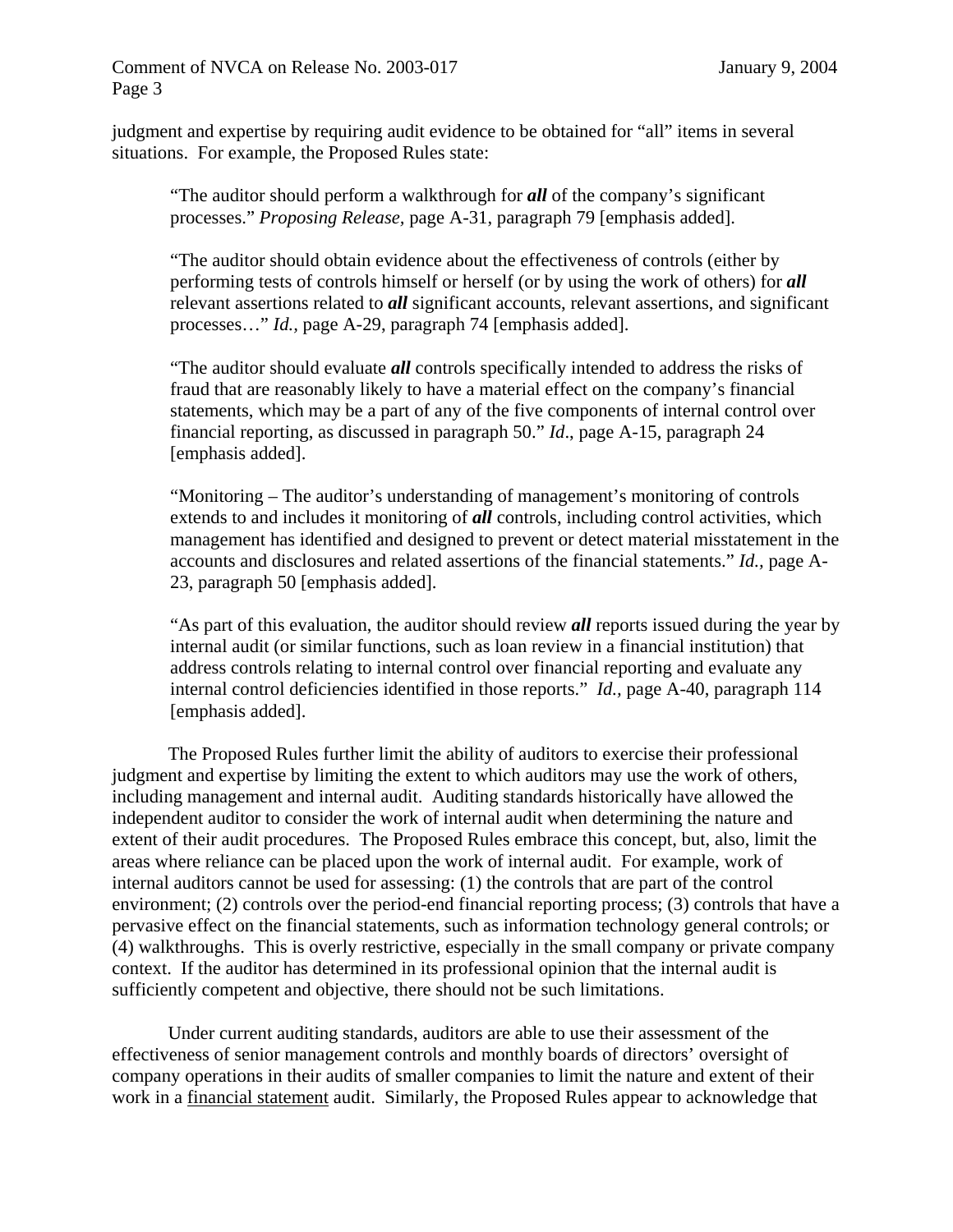judgment and expertise by requiring audit evidence to be obtained for "all" items in several situations. For example, the Proposed Rules state:

> "The auditor should perform a walkthrough for ***all*** of the company's significant processes." *Proposing Release*, page A-31, paragraph 79 [emphasis added].
>
> "The auditor should obtain evidence about the effectiveness of controls (either by performing tests of controls himself or herself (or by using the work of others) for ***all*** relevant assertions related to ***all*** significant accounts, relevant assertions, and significant processes…" *Id.*, page A-29, paragraph 74 [emphasis added].
>
> "The auditor should evaluate ***all*** controls specifically intended to address the risks of fraud that are reasonably likely to have a material effect on the company's financial statements, which may be a part of any of the five components of internal control over financial reporting, as discussed in paragraph 50." *Id*., page A-15, paragraph 24 [emphasis added].
>
> "Monitoring – The auditor's understanding of management's monitoring of controls extends to and includes it monitoring of ***all*** controls, including control activities, which management has identified and designed to prevent or detect material misstatement in the accounts and disclosures and related assertions of the financial statements." *Id.*, page A-23, paragraph 50 [emphasis added].
>
> "As part of this evaluation, the auditor should review ***all*** reports issued during the year by internal audit (or similar functions, such as loan review in a financial institution) that address controls relating to internal control over financial reporting and evaluate any internal control deficiencies identified in those reports." *Id.*, page A-40, paragraph 114 [emphasis added].

The Proposed Rules further limit the ability of auditors to exercise their professional judgment and expertise by limiting the extent to which auditors may use the work of others, including management and internal audit. Auditing standards historically have allowed the independent auditor to consider the work of internal audit when determining the nature and extent of their audit procedures. The Proposed Rules embrace this concept, but, also, limit the areas where reliance can be placed upon the work of internal audit. For example, work of internal auditors cannot be used for assessing: (1) the controls that are part of the control environment; (2) controls over the period-end financial reporting process; (3) controls that have a pervasive effect on the financial statements, such as information technology general controls; or (4) walkthroughs. This is overly restrictive, especially in the small company or private company context. If the auditor has determined in its professional opinion that the internal audit is sufficiently competent and objective, there should not be such limitations.

Under current auditing standards, auditors are able to use their assessment of the effectiveness of senior management controls and monthly boards of directors' oversight of company operations in their audits of smaller companies to limit the nature and extent of their work in a <u>financial statement</u> audit. Similarly, the Proposed Rules appear to acknowledge that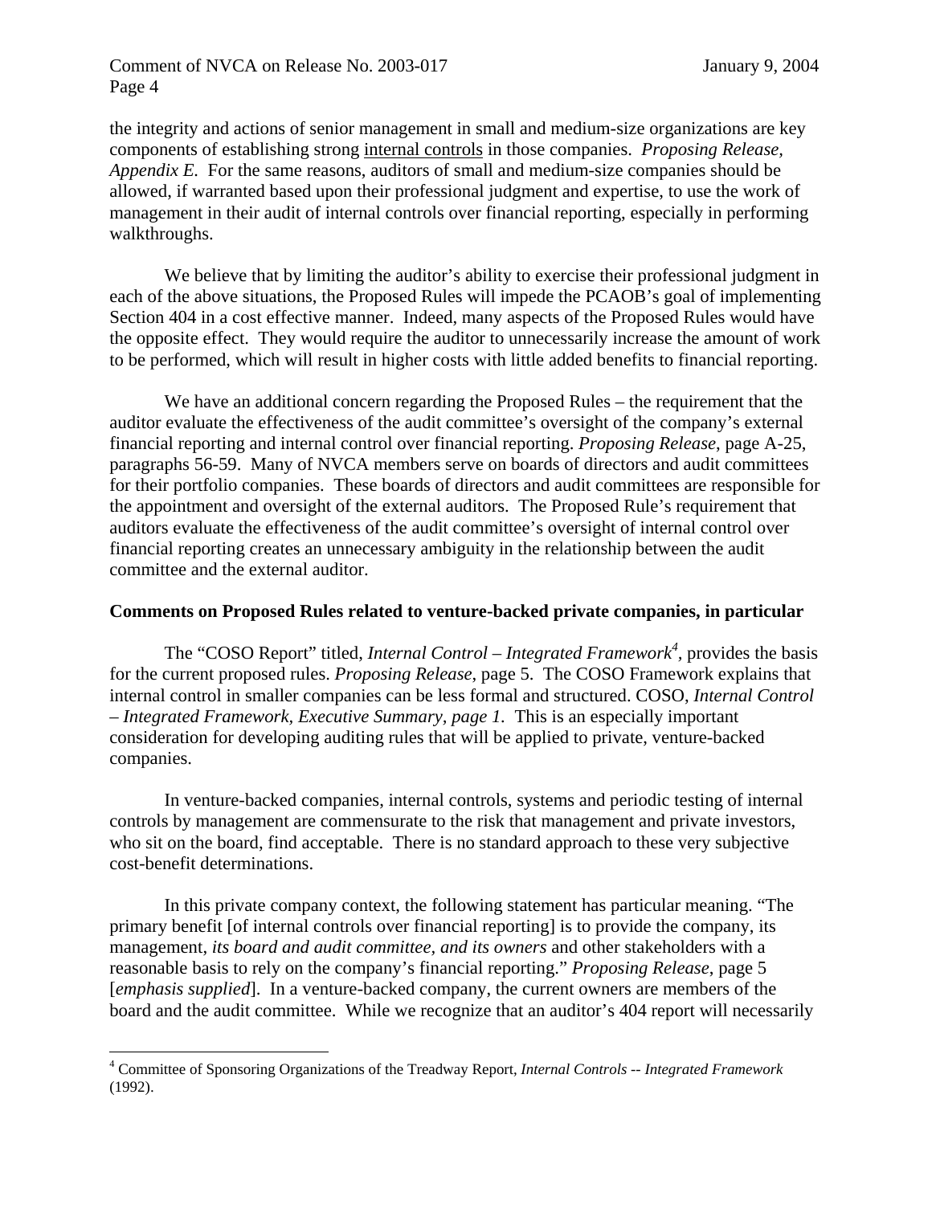the integrity and actions of senior management in small and medium-size organizations are key components of establishing strong internal controls in those companies. *Proposing Release, Appendix E.* For the same reasons, auditors of small and medium-size companies should be allowed, if warranted based upon their professional judgment and expertise, to use the work of management in their audit of internal controls over financial reporting, especially in performing walkthroughs.

We believe that by limiting the auditor's ability to exercise their professional judgment in each of the above situations, the Proposed Rules will impede the PCAOB's goal of implementing Section 404 in a cost effective manner. Indeed, many aspects of the Proposed Rules would have the opposite effect. They would require the auditor to unnecessarily increase the amount of work to be performed, which will result in higher costs with little added benefits to financial reporting.

We have an additional concern regarding the Proposed Rules – the requirement that the auditor evaluate the effectiveness of the audit committee's oversight of the company's external financial reporting and internal control over financial reporting. *Proposing Release*, page A-25, paragraphs 56-59. Many of NVCA members serve on boards of directors and audit committees for their portfolio companies. These boards of directors and audit committees are responsible for the appointment and oversight of the external auditors. The Proposed Rule's requirement that auditors evaluate the effectiveness of the audit committee's oversight of internal control over financial reporting creates an unnecessary ambiguity in the relationship between the audit committee and the external auditor.

**Comments on Proposed Rules related to venture-backed private companies, in particular**

The "COSO Report" titled, *Internal Control – Integrated Framework*[4], provides the basis for the current proposed rules. *Proposing Release*, page 5. The COSO Framework explains that internal control in smaller companies can be less formal and structured. COSO, *Internal Control – Integrated Framework, Executive Summary, page 1.* This is an especially important consideration for developing auditing rules that will be applied to private, venture-backed companies.

In venture-backed companies, internal controls, systems and periodic testing of internal controls by management are commensurate to the risk that management and private investors, who sit on the board, find acceptable. There is no standard approach to these very subjective cost-benefit determinations.

In this private company context, the following statement has particular meaning. "The primary benefit [of internal controls over financial reporting] is to provide the company, its management, *its board and audit committee, and its owners* and other stakeholders with a reasonable basis to rely on the company's financial reporting." *Proposing Release*, page 5 [*emphasis supplied*]. In a venture-backed company, the current owners are members of the board and the audit committee. While we recognize that an auditor's 404 report will necessarily

[4] Committee of Sponsoring Organizations of the Treadway Report, *Internal Controls -- Integrated Framework* (1992).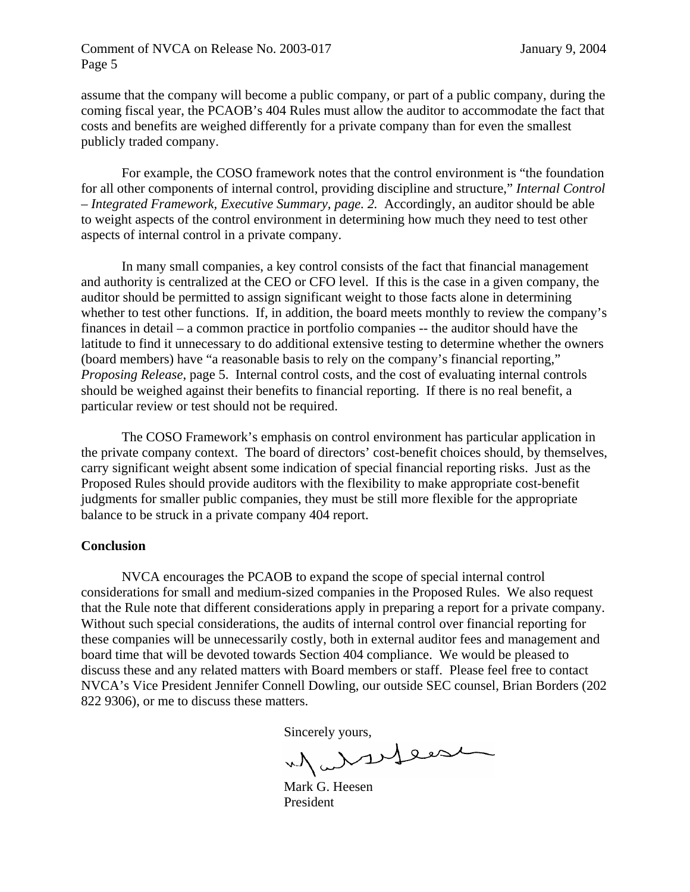assume that the company will become a public company, or part of a public company, during the coming fiscal year, the PCAOB's 404 Rules must allow the auditor to accommodate the fact that costs and benefits are weighed differently for a private company than for even the smallest publicly traded company.

For example, the COSO framework notes that the control environment is "the foundation for all other components of internal control, providing discipline and structure," *Internal Control – Integrated Framework, Executive Summary, page. 2.* Accordingly, an auditor should be able to weight aspects of the control environment in determining how much they need to test other aspects of internal control in a private company.

In many small companies, a key control consists of the fact that financial management and authority is centralized at the CEO or CFO level. If this is the case in a given company, the auditor should be permitted to assign significant weight to those facts alone in determining whether to test other functions. If, in addition, the board meets monthly to review the company's finances in detail – a common practice in portfolio companies -- the auditor should have the latitude to find it unnecessary to do additional extensive testing to determine whether the owners (board members) have "a reasonable basis to rely on the company's financial reporting," *Proposing Release*, page 5. Internal control costs, and the cost of evaluating internal controls should be weighed against their benefits to financial reporting. If there is no real benefit, a particular review or test should not be required.

The COSO Framework's emphasis on control environment has particular application in the private company context. The board of directors' cost-benefit choices should, by themselves, carry significant weight absent some indication of special financial reporting risks. Just as the Proposed Rules should provide auditors with the flexibility to make appropriate cost-benefit judgments for smaller public companies, they must be still more flexible for the appropriate balance to be struck in a private company 404 report.

**Conclusion**

NVCA encourages the PCAOB to expand the scope of special internal control considerations for small and medium-sized companies in the Proposed Rules. We also request that the Rule note that different considerations apply in preparing a report for a private company. Without such special considerations, the audits of internal control over financial reporting for these companies will be unnecessarily costly, both in external auditor fees and management and board time that will be devoted towards Section 404 compliance. We would be pleased to discuss these and any related matters with Board members or staff. Please feel free to contact NVCA's Vice President Jennifer Connell Dowling, our outside SEC counsel, Brian Borders (202 822 9306), or me to discuss these matters.

Sincerely yours,

Mark G. Heesen
President